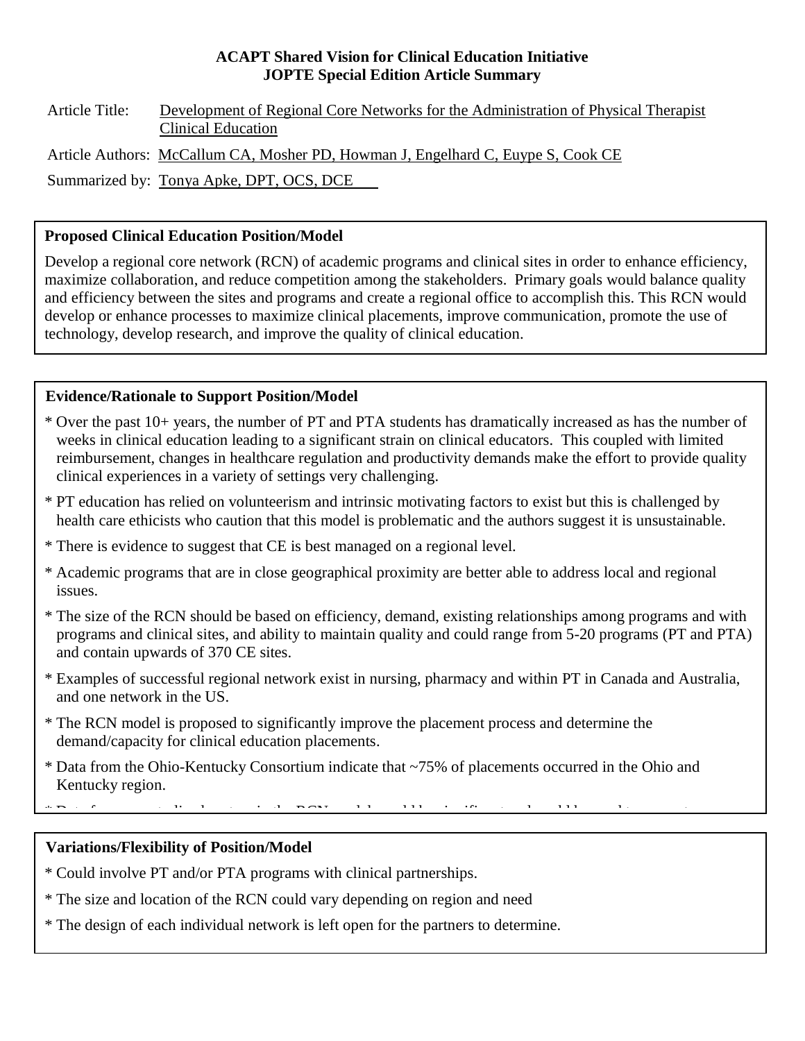**ACAPT Shared Vision for Clinical Education Initiative**
**JOPTE Special Edition Article Summary**

Article Title: Development of Regional Core Networks for the Administration of Physical Therapist Clinical Education

Article Authors: McCallum CA, Mosher PD, Howman J, Engelhard C, Euype S, Cook CE

Summarized by: Tonya Apke, DPT, OCS, DCE

### Proposed Clinical Education Position/Model

Develop a regional core network (RCN) of academic programs and clinical sites in order to enhance efficiency, maximize collaboration, and reduce competition among the stakeholders. Primary goals would balance quality and efficiency between the sites and programs and create a regional office to accomplish this. This RCN would develop or enhance processes to maximize clinical placements, improve communication, promote the use of technology, develop research, and improve the quality of clinical education.

### Evidence/Rationale to Support Position/Model

* Over the past 10+ years, the number of PT and PTA students has dramatically increased as has the number of weeks in clinical education leading to a significant strain on clinical educators. This coupled with limited reimbursement, changes in healthcare regulation and productivity demands make the effort to provide quality clinical experiences in a variety of settings very challenging.
* PT education has relied on volunteerism and intrinsic motivating factors to exist but this is challenged by health care ethicists who caution that this model is problematic and the authors suggest it is unsustainable.
* There is evidence to suggest that CE is best managed on a regional level.
* Academic programs that are in close geographical proximity are better able to address local and regional issues.
* The size of the RCN should be based on efficiency, demand, existing relationships among programs and with programs and clinical sites, and ability to maintain quality and could range from 5-20 programs (PT and PTA) and contain upwards of 370 CE sites.
* Examples of successful regional network exist in nursing, pharmacy and within PT in Canada and Australia, and one network in the US.
* The RCN model is proposed to significantly improve the placement process and determine the demand/capacity for clinical education placements.
* Data from the Ohio-Kentucky Consortium indicate that ~75% of placements occurred in the Ohio and Kentucky region.

### Variations/Flexibility of Position/Model

* Could involve PT and/or PTA programs with clinical partnerships.
* The size and location of the RCN could vary depending on region and need
* The design of each individual network is left open for the partners to determine.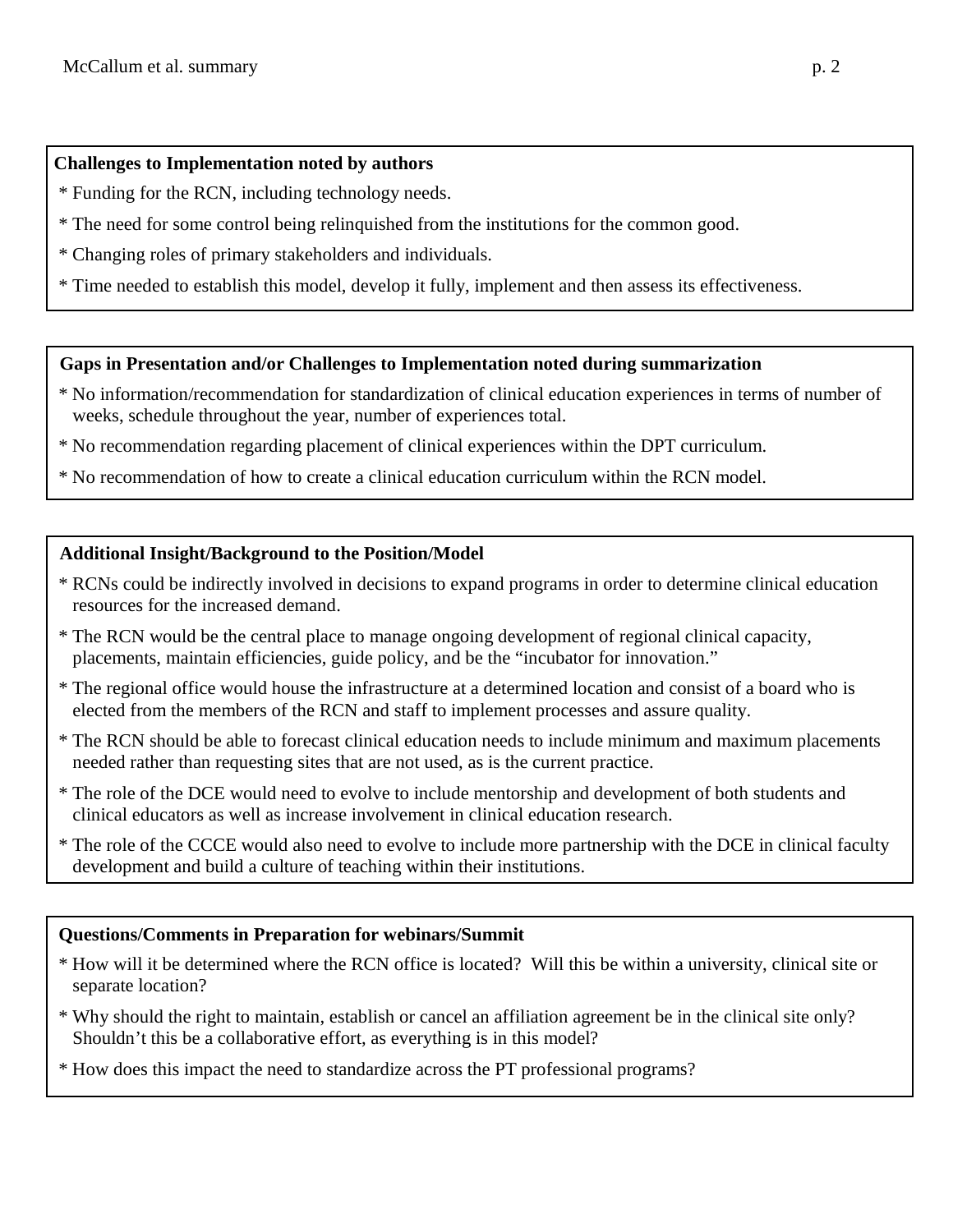**Challenges to Implementation noted by authors**

* Funding for the RCN, including technology needs.
* The need for some control being relinquished from the institutions for the common good.
* Changing roles of primary stakeholders and individuals.
* Time needed to establish this model, develop it fully, implement and then assess its effectiveness.

**Gaps in Presentation and/or Challenges to Implementation noted during summarization**

* No information/recommendation for standardization of clinical education experiences in terms of number of weeks, schedule throughout the year, number of experiences total.
* No recommendation regarding placement of clinical experiences within the DPT curriculum.
* No recommendation of how to create a clinical education curriculum within the RCN model.

**Additional Insight/Background to the Position/Model**

* RCNs could be indirectly involved in decisions to expand programs in order to determine clinical education resources for the increased demand.
* The RCN would be the central place to manage ongoing development of regional clinical capacity, placements, maintain efficiencies, guide policy, and be the "incubator for innovation."
* The regional office would house the infrastructure at a determined location and consist of a board who is elected from the members of the RCN and staff to implement processes and assure quality.
* The RCN should be able to forecast clinical education needs to include minimum and maximum placements needed rather than requesting sites that are not used, as is the current practice.
* The role of the DCE would need to evolve to include mentorship and development of both students and clinical educators as well as increase involvement in clinical education research.
* The role of the CCCE would also need to evolve to include more partnership with the DCE in clinical faculty development and build a culture of teaching within their institutions.

**Questions/Comments in Preparation for webinars/Summit**

* How will it be determined where the RCN office is located? Will this be within a university, clinical site or separate location?
* Why should the right to maintain, establish or cancel an affiliation agreement be in the clinical site only? Shouldn't this be a collaborative effort, as everything is in this model?
* How does this impact the need to standardize across the PT professional programs?